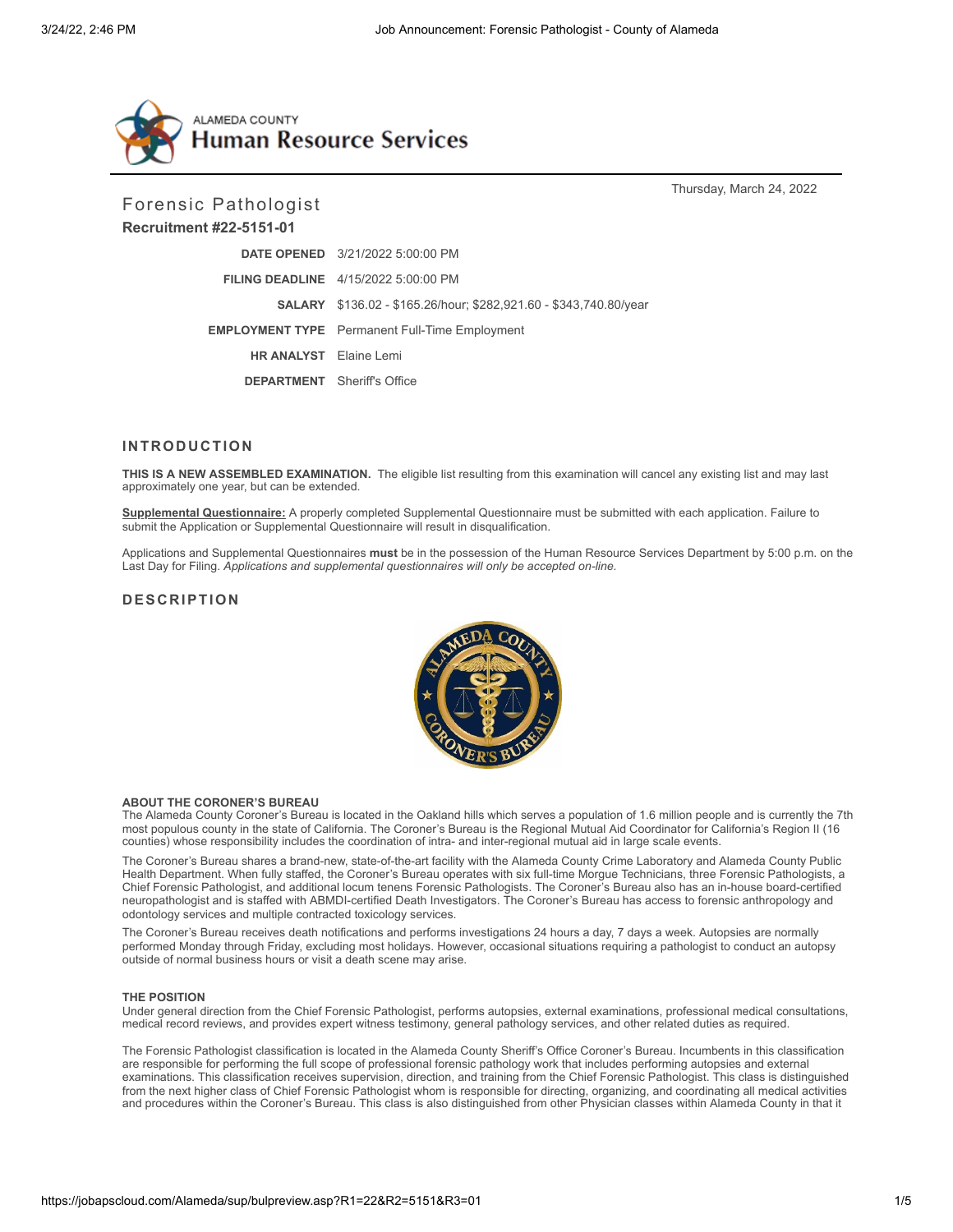Thursday, March 24, 2022

# Forensic Pathologist

**Recruitment #22-5151-01**

| | |
|---|---|
| **DATE OPENED** | 3/21/2022 5:00:00 PM |
| **FILING DEADLINE** | 4/15/2022 5:00:00 PM |
| **SALARY** | $136.02 - $165.26/hour; $282,921.60 - $343,740.80/year |
| **EMPLOYMENT TYPE** | Permanent Full-Time Employment |
| **HR ANALYST** | Elaine Lemi |
| **DEPARTMENT** | Sheriff's Office |

## INTRODUCTION

**THIS IS A NEW ASSEMBLED EXAMINATION.** The eligible list resulting from this examination will cancel any existing list and may last approximately one year, but can be extended.

**Supplemental Questionnaire:** A properly completed Supplemental Questionnaire must be submitted with each application. Failure to submit the Application or Supplemental Questionnaire will result in disqualification.

Applications and Supplemental Questionnaires **must** be in the possession of the Human Resource Services Department by 5:00 p.m. on the Last Day for Filing. *Applications and supplemental questionnaires will only be accepted on-line.*

## DESCRIPTION

**ABOUT THE CORONER'S BUREAU**

The Alameda County Coroner's Bureau is located in the Oakland hills which serves a population of 1.6 million people and is currently the 7th most populous county in the state of California. The Coroner's Bureau is the Regional Mutual Aid Coordinator for California's Region II (16 counties) whose responsibility includes the coordination of intra- and inter-regional mutual aid in large scale events.

The Coroner's Bureau shares a brand-new, state-of-the-art facility with the Alameda County Crime Laboratory and Alameda County Public Health Department. When fully staffed, the Coroner's Bureau operates with six full-time Morgue Technicians, three Forensic Pathologists, a Chief Forensic Pathologist, and additional locum tenens Forensic Pathologists. The Coroner's Bureau also has an in-house board-certified neuropathologist and is staffed with ABMDI-certified Death Investigators. The Coroner's Bureau has access to forensic anthropology and odontology services and multiple contracted toxicology services.

The Coroner's Bureau receives death notifications and performs investigations 24 hours a day, 7 days a week. Autopsies are normally performed Monday through Friday, excluding most holidays. However, occasional situations requiring a pathologist to conduct an autopsy outside of normal business hours or visit a death scene may arise.

**THE POSITION**

Under general direction from the Chief Forensic Pathologist, performs autopsies, external examinations, professional medical consultations, medical record reviews, and provides expert witness testimony, general pathology services, and other related duties as required.

The Forensic Pathologist classification is located in the Alameda County Sheriff's Office Coroner's Bureau. Incumbents in this classification are responsible for performing the full scope of professional forensic pathology work that includes performing autopsies and external examinations. This classification receives supervision, direction, and training from the Chief Forensic Pathologist. This class is distinguished from the next higher class of Chief Forensic Pathologist whom is responsible for directing, organizing, and coordinating all medical activities and procedures within the Coroner's Bureau. This class is also distinguished from other Physician classes within Alameda County in that it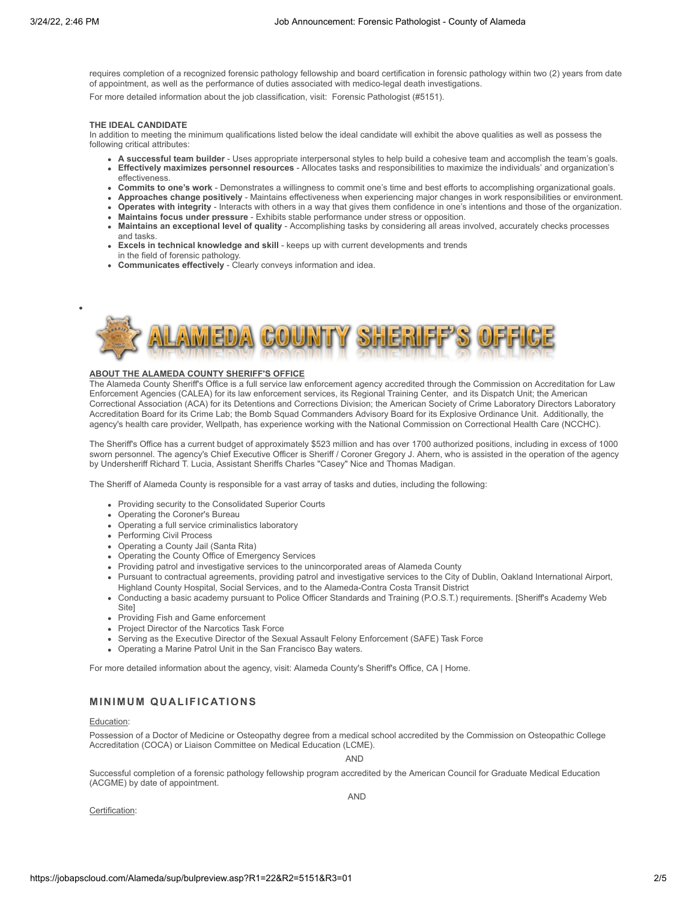requires completion of a recognized forensic pathology fellowship and board certification in forensic pathology within two (2) years from date of appointment, as well as the performance of duties associated with medico-legal death investigations.

For more detailed information about the job classification, visit: Forensic Pathologist (#5151).

**THE IDEAL CANDIDATE**

In addition to meeting the minimum qualifications listed below the ideal candidate will exhibit the above qualities as well as possess the following critical attributes:

- **A successful team builder** - Uses appropriate interpersonal styles to help build a cohesive team and accomplish the team's goals.
- **Effectively maximizes personnel resources** - Allocates tasks and responsibilities to maximize the individuals' and organization's effectiveness.
- **Commits to one's work** - Demonstrates a willingness to commit one's time and best efforts to accomplishing organizational goals.
- **Approaches change positively** - Maintains effectiveness when experiencing major changes in work responsibilities or environment.
- **Operates with integrity** - Interacts with others in a way that gives them confidence in one's intentions and those of the organization.
- **Maintains focus under pressure** - Exhibits stable performance under stress or opposition.
- **Maintains an exceptional level of quality** - Accomplishing tasks by considering all areas involved, accurately checks processes and tasks.
- **Excels in technical knowledge and skill** - keeps up with current developments and trends in the field of forensic pathology.
- **Communicates effectively** - Clearly conveys information and idea.

ALAMEDA COUNTY SHERIFF'S OFFICE

**ABOUT THE ALAMEDA COUNTY SHERIFF'S OFFICE**

The Alameda County Sheriff's Office is a full service law enforcement agency accredited through the Commission on Accreditation for Law Enforcement Agencies (CALEA) for its law enforcement services, its Regional Training Center, and its Dispatch Unit; the American Correctional Association (ACA) for its Detentions and Corrections Division; the American Society of Crime Laboratory Directors Laboratory Accreditation Board for its Crime Lab; the Bomb Squad Commanders Advisory Board for its Explosive Ordinance Unit. Additionally, the agency's health care provider, Wellpath, has experience working with the National Commission on Correctional Health Care (NCCHC).

The Sheriff's Office has a current budget of approximately $523 million and has over 1700 authorized positions, including in excess of 1000 sworn personnel. The agency's Chief Executive Officer is Sheriff / Coroner Gregory J. Ahern, who is assisted in the operation of the agency by Undersheriff Richard T. Lucia, Assistant Sheriffs Charles "Casey" Nice and Thomas Madigan.

The Sheriff of Alameda County is responsible for a vast array of tasks and duties, including the following:

- Providing security to the Consolidated Superior Courts
- Operating the Coroner's Bureau
- Operating a full service criminalistics laboratory
- Performing Civil Process
- Operating a County Jail (Santa Rita)
- Operating the County Office of Emergency Services
- Providing patrol and investigative services to the unincorporated areas of Alameda County
- Pursuant to contractual agreements, providing patrol and investigative services to the City of Dublin, Oakland International Airport, Highland County Hospital, Social Services, and to the Alameda-Contra Costa Transit District
- Conducting a basic academy pursuant to Police Officer Standards and Training (P.O.S.T.) requirements. [Sheriff's Academy Web Site]
- Providing Fish and Game enforcement
- Project Director of the Narcotics Task Force
- Serving as the Executive Director of the Sexual Assault Felony Enforcement (SAFE) Task Force
- Operating a Marine Patrol Unit in the San Francisco Bay waters.

For more detailed information about the agency, visit: Alameda County's Sheriff's Office, CA | Home.

## MINIMUM QUALIFICATIONS

Education:

Possession of a Doctor of Medicine or Osteopathy degree from a medical school accredited by the Commission on Osteopathic College Accreditation (COCA) or Liaison Committee on Medical Education (LCME).

AND

Successful completion of a forensic pathology fellowship program accredited by the American Council for Graduate Medical Education (ACGME) by date of appointment.

AND

Certification: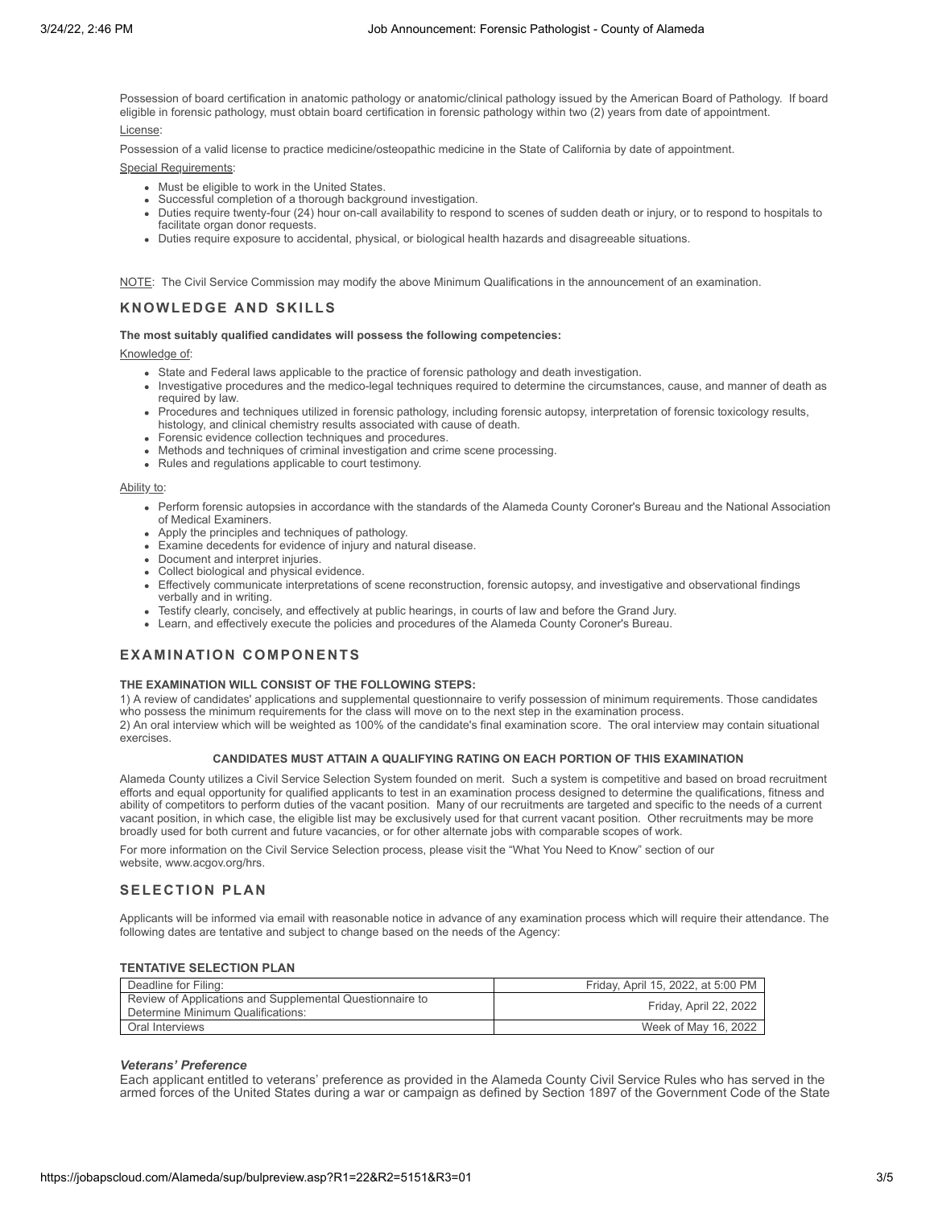Possession of board certification in anatomic pathology or anatomic/clinical pathology issued by the American Board of Pathology. If board eligible in forensic pathology, must obtain board certification in forensic pathology within two (2) years from date of appointment.

License:

Possession of a valid license to practice medicine/osteopathic medicine in the State of California by date of appointment.

Special Requirements:

- Must be eligible to work in the United States.
- Successful completion of a thorough background investigation.
- Duties require twenty-four (24) hour on-call availability to respond to scenes of sudden death or injury, or to respond to hospitals to facilitate organ donor requests.
- Duties require exposure to accidental, physical, or biological health hazards and disagreeable situations.

NOTE: The Civil Service Commission may modify the above Minimum Qualifications in the announcement of an examination.

## KNOWLEDGE AND SKILLS

**The most suitably qualified candidates will possess the following competencies:**

Knowledge of:

- State and Federal laws applicable to the practice of forensic pathology and death investigation.
- Investigative procedures and the medico-legal techniques required to determine the circumstances, cause, and manner of death as required by law.
- Procedures and techniques utilized in forensic pathology, including forensic autopsy, interpretation of forensic toxicology results, histology, and clinical chemistry results associated with cause of death.
- Forensic evidence collection techniques and procedures.
- Methods and techniques of criminal investigation and crime scene processing.
- Rules and regulations applicable to court testimony.

Ability to:

- Perform forensic autopsies in accordance with the standards of the Alameda County Coroner's Bureau and the National Association of Medical Examiners.
- Apply the principles and techniques of pathology.
- Examine decedents for evidence of injury and natural disease.
- Document and interpret injuries.
- Collect biological and physical evidence.
- Effectively communicate interpretations of scene reconstruction, forensic autopsy, and investigative and observational findings verbally and in writing.
- Testify clearly, concisely, and effectively at public hearings, in courts of law and before the Grand Jury.
- Learn, and effectively execute the policies and procedures of the Alameda County Coroner's Bureau.

## EXAMINATION COMPONENTS

**THE EXAMINATION WILL CONSIST OF THE FOLLOWING STEPS:**

1) A review of candidates' applications and supplemental questionnaire to verify possession of minimum requirements. Those candidates who possess the minimum requirements for the class will move on to the next step in the examination process.
2) An oral interview which will be weighted as 100% of the candidate's final examination score. The oral interview may contain situational exercises.

**CANDIDATES MUST ATTAIN A QUALIFYING RATING ON EACH PORTION OF THIS EXAMINATION**

Alameda County utilizes a Civil Service Selection System founded on merit. Such a system is competitive and based on broad recruitment efforts and equal opportunity for qualified applicants to test in an examination process designed to determine the qualifications, fitness and ability of competitors to perform duties of the vacant position. Many of our recruitments are targeted and specific to the needs of a current vacant position, in which case, the eligible list may be exclusively used for that current vacant position. Other recruitments may be more broadly used for both current and future vacancies, or for other alternate jobs with comparable scopes of work.

For more information on the Civil Service Selection process, please visit the "What You Need to Know" section of our website, www.acgov.org/hrs.

## SELECTION PLAN

Applicants will be informed via email with reasonable notice in advance of any examination process which will require their attendance. The following dates are tentative and subject to change based on the needs of the Agency:

**TENTATIVE SELECTION PLAN**

| | |
|---|---|
| Deadline for Filing: | Friday, April 15, 2022, at 5:00 PM |
| Review of Applications and Supplemental Questionnaire to Determine Minimum Qualifications: | Friday, April 22, 2022 |
| Oral Interviews | Week of May 16, 2022 |

***Veterans' Preference***

Each applicant entitled to veterans' preference as provided in the Alameda County Civil Service Rules who has served in the armed forces of the United States during a war or campaign as defined by Section 1897 of the Government Code of the State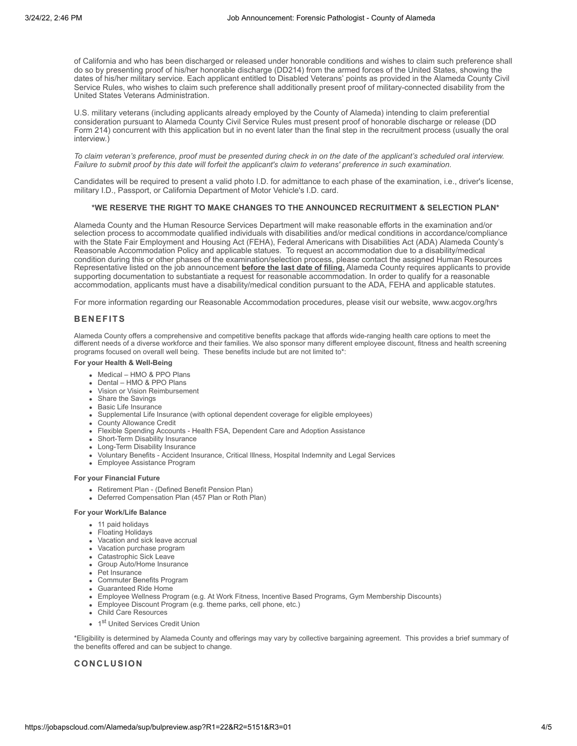of California and who has been discharged or released under honorable conditions and wishes to claim such preference shall do so by presenting proof of his/her honorable discharge (DD214) from the armed forces of the United States, showing the dates of his/her military service. Each applicant entitled to Disabled Veterans' points as provided in the Alameda County Civil Service Rules, who wishes to claim such preference shall additionally present proof of military-connected disability from the United States Veterans Administration.

U.S. military veterans (including applicants already employed by the County of Alameda) intending to claim preferential consideration pursuant to Alameda County Civil Service Rules must present proof of honorable discharge or release (DD Form 214) concurrent with this application but in no event later than the final step in the recruitment process (usually the oral interview.)

*To claim veteran's preference, proof must be presented during check in on the date of the applicant's scheduled oral interview. Failure to submit proof by this date will forfeit the applicant's claim to veterans' preference in such examination.*

Candidates will be required to present a valid photo I.D. for admittance to each phase of the examination, i.e., driver's license, military I.D., Passport, or California Department of Motor Vehicle's I.D. card.

**\*WE RESERVE THE RIGHT TO MAKE CHANGES TO THE ANNOUNCED RECRUITMENT & SELECTION PLAN\***

Alameda County and the Human Resource Services Department will make reasonable efforts in the examination and/or selection process to accommodate qualified individuals with disabilities and/or medical conditions in accordance/compliance with the State Fair Employment and Housing Act (FEHA), Federal Americans with Disabilities Act (ADA) Alameda County's Reasonable Accommodation Policy and applicable statues. To request an accommodation due to a disability/medical condition during this or other phases of the examination/selection process, please contact the assigned Human Resources Representative listed on the job announcement **before the last date of filing.** Alameda County requires applicants to provide supporting documentation to substantiate a request for reasonable accommodation. In order to qualify for a reasonable accommodation, applicants must have a disability/medical condition pursuant to the ADA, FEHA and applicable statutes.

For more information regarding our Reasonable Accommodation procedures, please visit our website, www.acgov.org/hrs

## BENEFITS

Alameda County offers a comprehensive and competitive benefits package that affords wide-ranging health care options to meet the different needs of a diverse workforce and their families. We also sponsor many different employee discount, fitness and health screening programs focused on overall well being. These benefits include but are not limited to*:

**For your Health & Well-Being**

- Medical – HMO & PPO Plans
- Dental – HMO & PPO Plans
- Vision or Vision Reimbursement
- Share the Savings
- Basic Life Insurance
- Supplemental Life Insurance (with optional dependent coverage for eligible employees)
- County Allowance Credit
- Flexible Spending Accounts - Health FSA, Dependent Care and Adoption Assistance
- Short-Term Disability Insurance
- Long-Term Disability Insurance
- Voluntary Benefits - Accident Insurance, Critical Illness, Hospital Indemnity and Legal Services
- Employee Assistance Program

**For your Financial Future**

- Retirement Plan - (Defined Benefit Pension Plan)
- Deferred Compensation Plan (457 Plan or Roth Plan)

**For your Work/Life Balance**

- 11 paid holidays
- Floating Holidays
- Vacation and sick leave accrual
- Vacation purchase program
- Catastrophic Sick Leave
- Group Auto/Home Insurance
- Pet Insurance
- Commuter Benefits Program
- Guaranteed Ride Home
- Employee Wellness Program (e.g. At Work Fitness, Incentive Based Programs, Gym Membership Discounts)
- Employee Discount Program (e.g. theme parks, cell phone, etc.)
- Child Care Resources
- 1st United Services Credit Union

*Eligibility is determined by Alameda County and offerings may vary by collective bargaining agreement. This provides a brief summary of the benefits offered and can be subject to change.

## CONCLUSION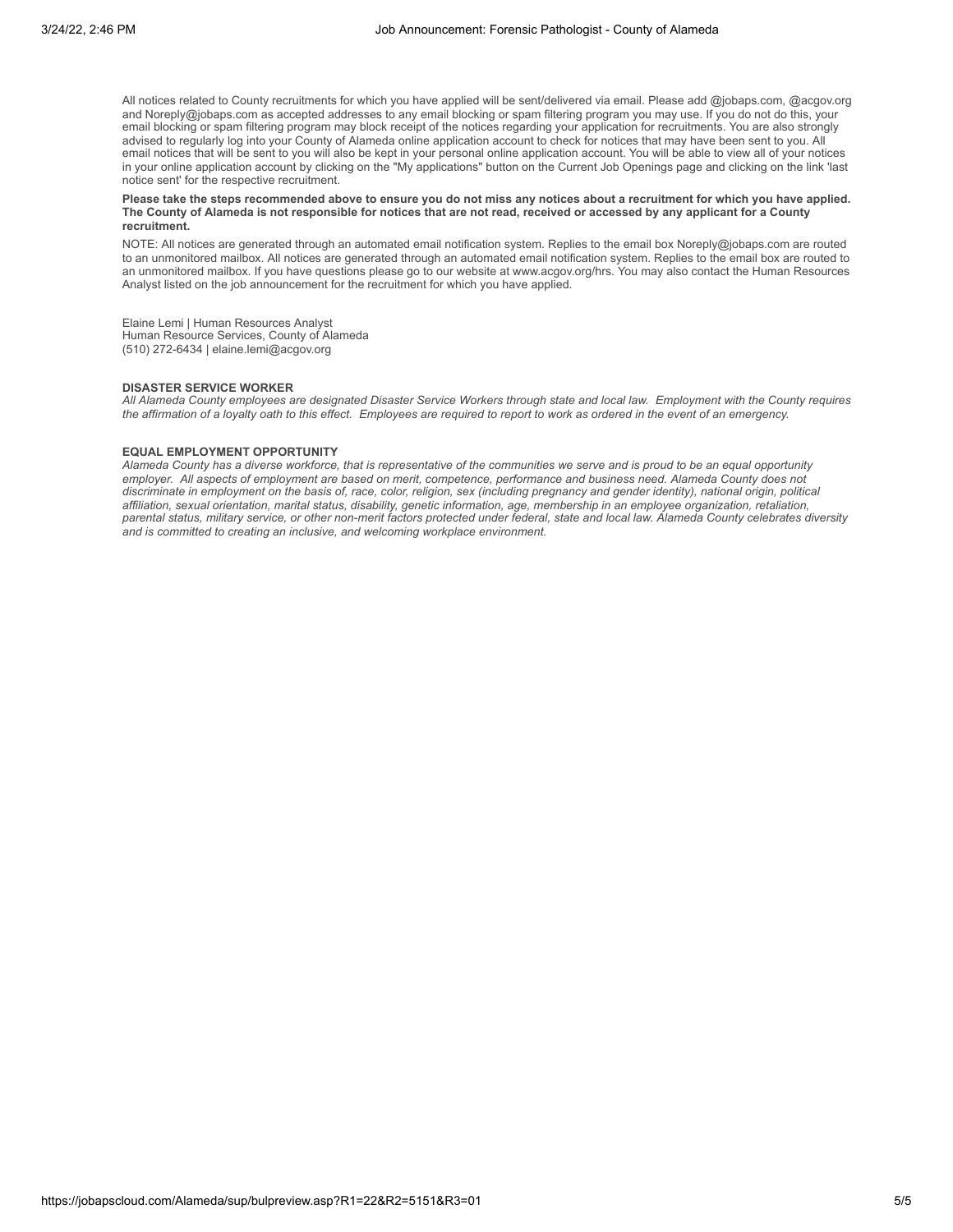All notices related to County recruitments for which you have applied will be sent/delivered via email. Please add @jobaps.com, @acgov.org and Noreply@jobaps.com as accepted addresses to any email blocking or spam filtering program you may use. If you do not do this, your email blocking or spam filtering program may block receipt of the notices regarding your application for recruitments. You are also strongly advised to regularly log into your County of Alameda online application account to check for notices that may have been sent to you. All email notices that will be sent to you will also be kept in your personal online application account. You will be able to view all of your notices in your online application account by clicking on the "My applications" button on the Current Job Openings page and clicking on the link 'last notice sent' for the respective recruitment.

**Please take the steps recommended above to ensure you do not miss any notices about a recruitment for which you have applied. The County of Alameda is not responsible for notices that are not read, received or accessed by any applicant for a County recruitment.**

NOTE: All notices are generated through an automated email notification system. Replies to the email box Noreply@jobaps.com are routed to an unmonitored mailbox. All notices are generated through an automated email notification system. Replies to the email box are routed to an unmonitored mailbox. If you have questions please go to our website at www.acgov.org/hrs. You may also contact the Human Resources Analyst listed on the job announcement for the recruitment for which you have applied.

Elaine Lemi | Human Resources Analyst
Human Resource Services, County of Alameda
(510) 272-6434 | elaine.lemi@acgov.org

**DISASTER SERVICE WORKER**

*All Alameda County employees are designated Disaster Service Workers through state and local law. Employment with the County requires the affirmation of a loyalty oath to this effect. Employees are required to report to work as ordered in the event of an emergency.*

**EQUAL EMPLOYMENT OPPORTUNITY**

*Alameda County has a diverse workforce, that is representative of the communities we serve and is proud to be an equal opportunity employer. All aspects of employment are based on merit, competence, performance and business need. Alameda County does not discriminate in employment on the basis of, race, color, religion, sex (including pregnancy and gender identity), national origin, political affiliation, sexual orientation, marital status, disability, genetic information, age, membership in an employee organization, retaliation, parental status, military service, or other non-merit factors protected under federal, state and local law. Alameda County celebrates diversity and is committed to creating an inclusive, and welcoming workplace environment.*